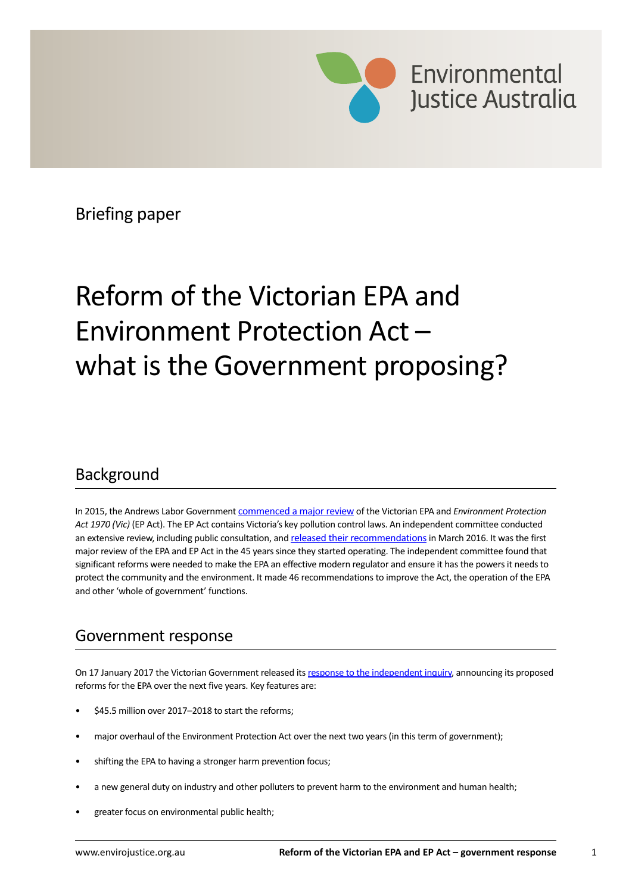Environmental Justice Australia

Briefing paper

# Reform of the Victorian EPA and Environment Protection Act – what is the Government proposing?

## Background

In 2015, the Andrews Labor Government commenced a major review of the Victorian EPA and *Environment Protection Act 1970 (Vic)* (EP Act). The EP Act contains Victoria's key pollution control laws. An independent committee conducted an extensive review, including public consultation, and released their recommendations in March 2016. It was the first major review of the EPA and EP Act in the 45 years since they started operating. The independent committee found that significant reforms were needed to make the EPA an effective modern regulator and ensure it has the powers it needs to protect the community and the environment. It made 46 recommendations to improve the Act, the operation of the EPA and other 'whole of government' functions.

## Government response

On 17 January 2017 the Victorian Government released its response to the independent inquiry, announcing its proposed reforms for the EPA over the next five years. Key features are:

- $45.5 million over 2017–2018 to start the reforms;
- major overhaul of the Environment Protection Act over the next two years (in this term of government);
- shifting the EPA to having a stronger harm prevention focus;
- a new general duty on industry and other polluters to prevent harm to the environment and human health;
- greater focus on environmental public health;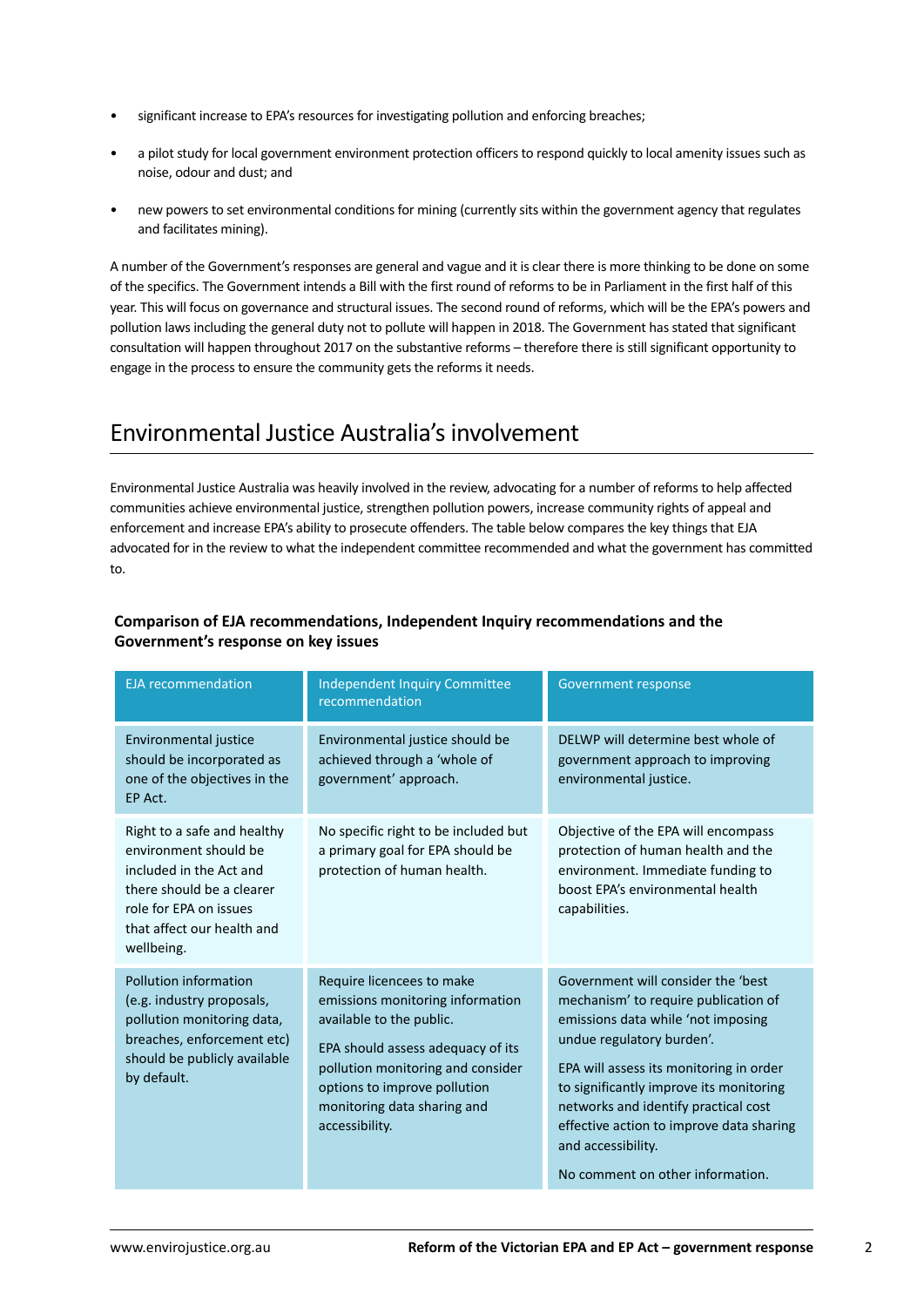- significant increase to EPA's resources for investigating pollution and enforcing breaches;
- a pilot study for local government environment protection officers to respond quickly to local amenity issues such as noise, odour and dust; and
- new powers to set environmental conditions for mining (currently sits within the government agency that regulates and facilitates mining).

A number of the Government's responses are general and vague and it is clear there is more thinking to be done on some of the specifics. The Government intends a Bill with the first round of reforms to be in Parliament in the first half of this year. This will focus on governance and structural issues. The second round of reforms, which will be the EPA's powers and pollution laws including the general duty not to pollute will happen in 2018. The Government has stated that significant consultation will happen throughout 2017 on the substantive reforms – therefore there is still significant opportunity to engage in the process to ensure the community gets the reforms it needs.

## Environmental Justice Australia's involvement

Environmental Justice Australia was heavily involved in the review, advocating for a number of reforms to help affected communities achieve environmental justice, strengthen pollution powers, increase community rights of appeal and enforcement and increase EPA's ability to prosecute offenders. The table below compares the key things that EJA advocated for in the review to what the independent committee recommended and what the government has committed to.

**Comparison of EJA recommendations, Independent Inquiry recommendations and the Government's response on key issues**

| EJA recommendation | Independent Inquiry Committee recommendation | Government response |
| --- | --- | --- |
| Environmental justice should be incorporated as one of the objectives in the EP Act. | Environmental justice should be achieved through a 'whole of government' approach. | DELWP will determine best whole of government approach to improving environmental justice. |
| Right to a safe and healthy environment should be included in the Act and there should be a clearer role for EPA on issues that affect our health and wellbeing. | No specific right to be included but a primary goal for EPA should be protection of human health. | Objective of the EPA will encompass protection of human health and the environment. Immediate funding to boost EPA's environmental health capabilities. |
| Pollution information (e.g. industry proposals, pollution monitoring data, breaches, enforcement etc) should be publicly available by default. | Require licencees to make emissions monitoring information available to the public.<br><br>EPA should assess adequacy of its pollution monitoring and consider options to improve pollution monitoring data sharing and accessibility. | Government will consider the 'best mechanism' to require publication of emissions data while 'not imposing undue regulatory burden'.<br><br>EPA will assess its monitoring in order to significantly improve its monitoring networks and identify practical cost effective action to improve data sharing and accessibility.<br><br>No comment on other information. |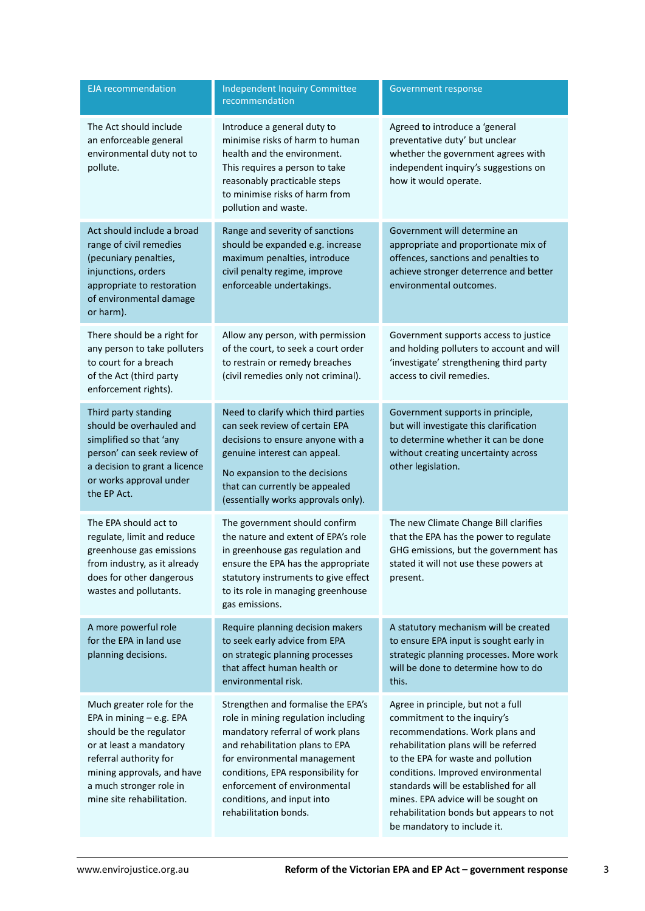| EJA recommendation | Independent Inquiry Committee recommendation | Government response |
|---|---|---|
| The Act should include an enforceable general environmental duty not to pollute. | Introduce a general duty to minimise risks of harm to human health and the environment. This requires a person to take reasonably practicable steps to minimise risks of harm from pollution and waste. | Agreed to introduce a 'general preventative duty' but unclear whether the government agrees with independent inquiry's suggestions on how it would operate. |
| Act should include a broad range of civil remedies (pecuniary penalties, injunctions, orders appropriate to restoration of environmental damage or harm). | Range and severity of sanctions should be expanded e.g. increase maximum penalties, introduce civil penalty regime, improve enforceable undertakings. | Government will determine an appropriate and proportionate mix of offences, sanctions and penalties to achieve stronger deterrence and better environmental outcomes. |
| There should be a right for any person to take polluters to court for a breach of the Act (third party enforcement rights). | Allow any person, with permission of the court, to seek a court order to restrain or remedy breaches (civil remedies only not criminal). | Government supports access to justice and holding polluters to account and will 'investigate' strengthening third party access to civil remedies. |
| Third party standing should be overhauled and simplified so that 'any person' can seek review of a decision to grant a licence or works approval under the EP Act. | Need to clarify which third parties can seek review of certain EPA decisions to ensure anyone with a genuine interest can appeal.<br><br>No expansion to the decisions that can currently be appealed (essentially works approvals only). | Government supports in principle, but will investigate this clarification to determine whether it can be done without creating uncertainty across other legislation. |
| The EPA should act to regulate, limit and reduce greenhouse gas emissions from industry, as it already does for other dangerous wastes and pollutants. | The government should confirm the nature and extent of EPA's role in greenhouse gas regulation and ensure the EPA has the appropriate statutory instruments to give effect to its role in managing greenhouse gas emissions. | The new Climate Change Bill clarifies that the EPA has the power to regulate GHG emissions, but the government has stated it will not use these powers at present. |
| A more powerful role for the EPA in land use planning decisions. | Require planning decision makers to seek early advice from EPA on strategic planning processes that affect human health or environmental risk. | A statutory mechanism will be created to ensure EPA input is sought early in strategic planning processes. More work will be done to determine how to do this. |
| Much greater role for the EPA in mining – e.g. EPA should be the regulator or at least a mandatory referral authority for mining approvals, and have a much stronger role in mine site rehabilitation. | Strengthen and formalise the EPA's role in mining regulation including mandatory referral of work plans and rehabilitation plans to EPA for environmental management conditions, EPA responsibility for enforcement of environmental conditions, and input into rehabilitation bonds. | Agree in principle, but not a full commitment to the inquiry's recommendations. Work plans and rehabilitation plans will be referred to the EPA for waste and pollution conditions. Improved environmental standards will be established for all mines. EPA advice will be sought on rehabilitation bonds but appears to not be mandatory to include it. |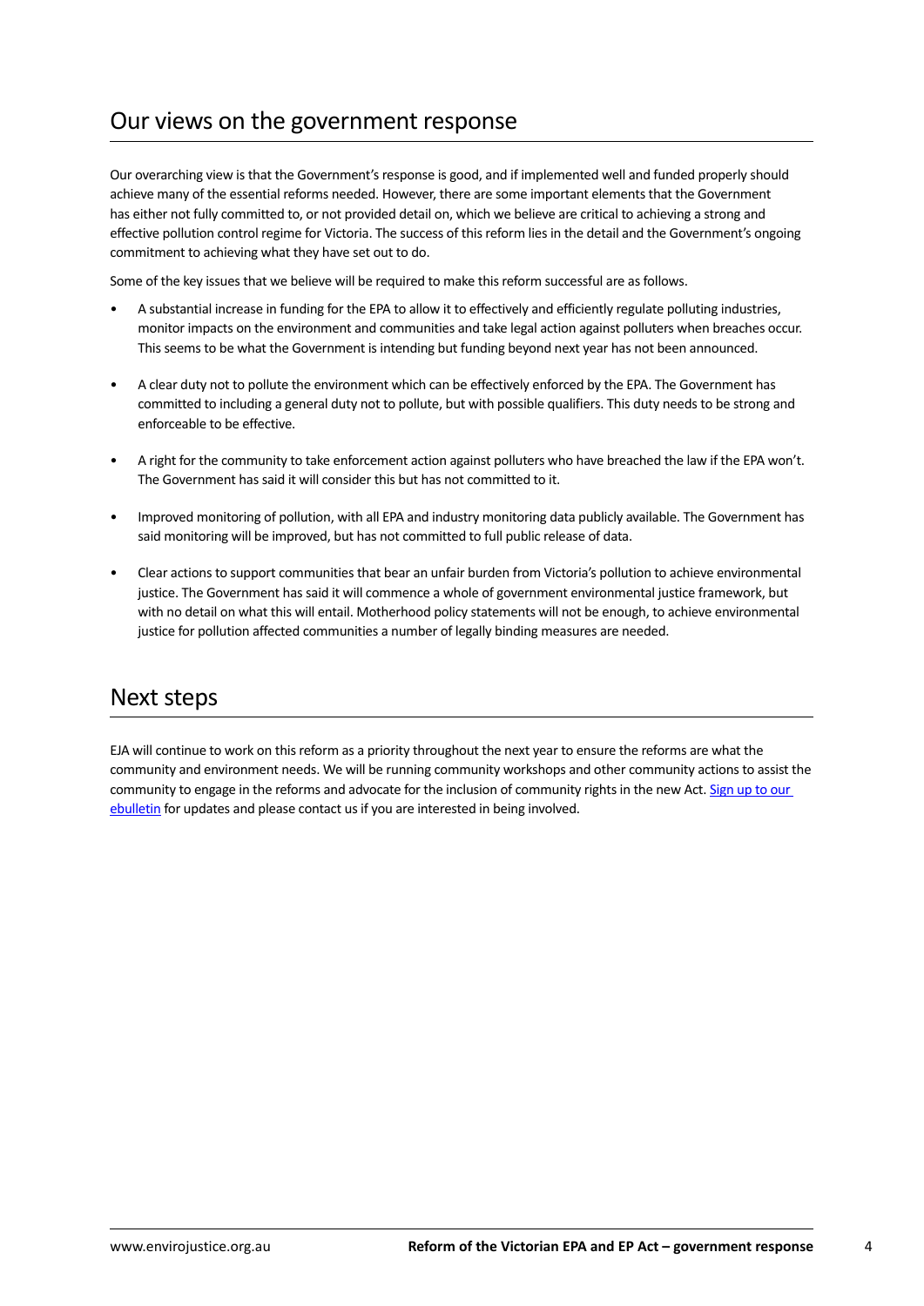## Our views on the government response

Our overarching view is that the Government's response is good, and if implemented well and funded properly should achieve many of the essential reforms needed. However, there are some important elements that the Government has either not fully committed to, or not provided detail on, which we believe are critical to achieving a strong and effective pollution control regime for Victoria. The success of this reform lies in the detail and the Government's ongoing commitment to achieving what they have set out to do.

Some of the key issues that we believe will be required to make this reform successful are as follows.

- A substantial increase in funding for the EPA to allow it to effectively and efficiently regulate polluting industries, monitor impacts on the environment and communities and take legal action against polluters when breaches occur. This seems to be what the Government is intending but funding beyond next year has not been announced.
- A clear duty not to pollute the environment which can be effectively enforced by the EPA. The Government has committed to including a general duty not to pollute, but with possible qualifiers. This duty needs to be strong and enforceable to be effective.
- A right for the community to take enforcement action against polluters who have breached the law if the EPA won't. The Government has said it will consider this but has not committed to it.
- Improved monitoring of pollution, with all EPA and industry monitoring data publicly available. The Government has said monitoring will be improved, but has not committed to full public release of data.
- Clear actions to support communities that bear an unfair burden from Victoria's pollution to achieve environmental justice. The Government has said it will commence a whole of government environmental justice framework, but with no detail on what this will entail. Motherhood policy statements will not be enough, to achieve environmental justice for pollution affected communities a number of legally binding measures are needed.

## Next steps

EJA will continue to work on this reform as a priority throughout the next year to ensure the reforms are what the community and environment needs. We will be running community workshops and other community actions to assist the community to engage in the reforms and advocate for the inclusion of community rights in the new Act. Sign up to our ebulletin for updates and please contact us if you are interested in being involved.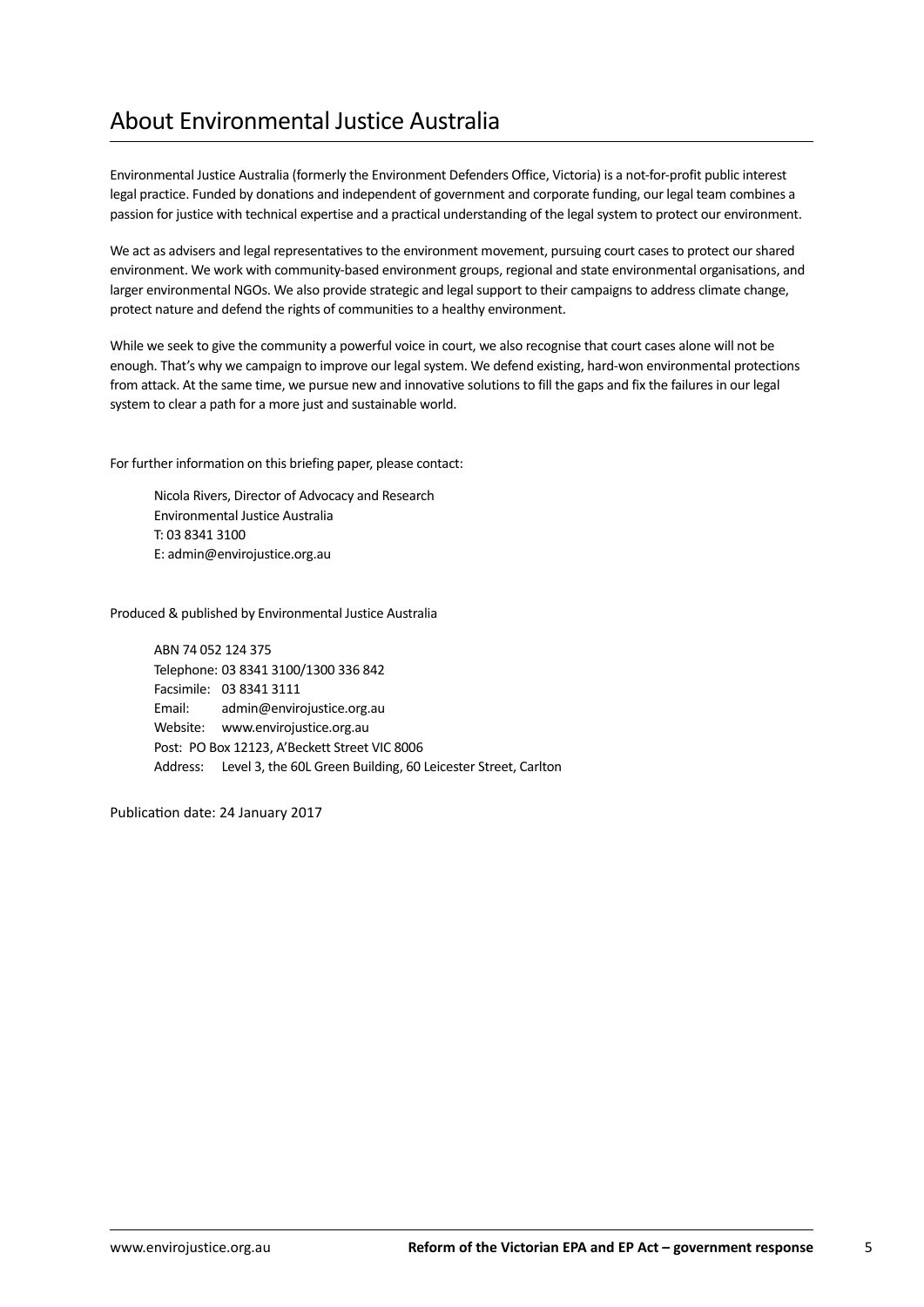# About Environmental Justice Australia

Environmental Justice Australia (formerly the Environment Defenders Office, Victoria) is a not-for-profit public interest legal practice. Funded by donations and independent of government and corporate funding, our legal team combines a passion for justice with technical expertise and a practical understanding of the legal system to protect our environment.

We act as advisers and legal representatives to the environment movement, pursuing court cases to protect our shared environment. We work with community-based environment groups, regional and state environmental organisations, and larger environmental NGOs. We also provide strategic and legal support to their campaigns to address climate change, protect nature and defend the rights of communities to a healthy environment.

While we seek to give the community a powerful voice in court, we also recognise that court cases alone will not be enough. That's why we campaign to improve our legal system. We defend existing, hard-won environmental protections from attack. At the same time, we pursue new and innovative solutions to fill the gaps and fix the failures in our legal system to clear a path for a more just and sustainable world.

For further information on this briefing paper, please contact:

Nicola Rivers, Director of Advocacy and Research
Environmental Justice Australia
T: 03 8341 3100
E: admin@envirojustice.org.au

Produced & published by Environmental Justice Australia

ABN 74 052 124 375
Telephone: 03 8341 3100/1300 336 842
Facsimile: 03 8341 3111
Email: admin@envirojustice.org.au
Website: www.envirojustice.org.au
Post: PO Box 12123, A'Beckett Street VIC 8006
Address: Level 3, the 60L Green Building, 60 Leicester Street, Carlton

Publication date: 24 January 2017